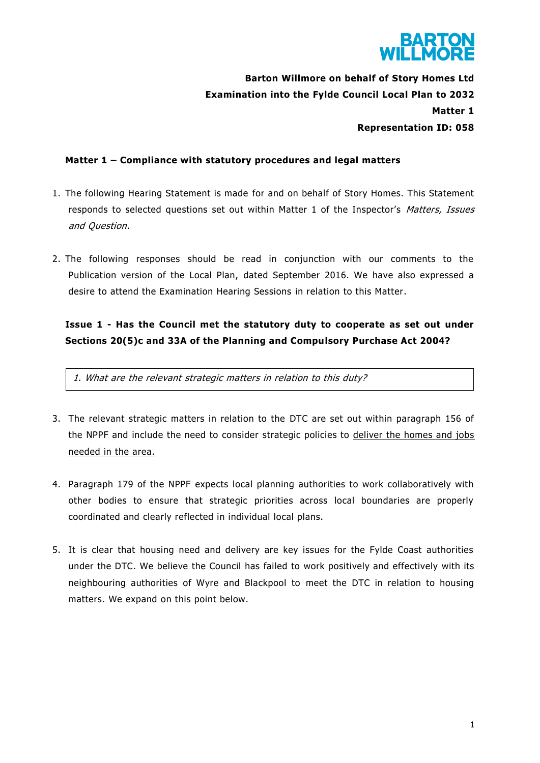**Barton Willmore on behalf of Story Homes Ltd**
**Examination into the Fylde Council Local Plan to 2032**
**Matter 1**
**Representation ID: 058**

## Matter 1 – Compliance with statutory procedures and legal matters

1. The following Hearing Statement is made for and on behalf of Story Homes. This Statement responds to selected questions set out within Matter 1 of the Inspector's *Matters, Issues and Question.*

2. The following responses should be read in conjunction with our comments to the Publication version of the Local Plan, dated September 2016. We have also expressed a desire to attend the Examination Hearing Sessions in relation to this Matter.

### Issue 1 - Has the Council met the statutory duty to cooperate as set out under Sections 20(5)c and 33A of the Planning and Compulsory Purchase Act 2004?

> *1. What are the relevant strategic matters in relation to this duty?*

3. The relevant strategic matters in relation to the DTC are set out within paragraph 156 of the NPPF and include the need to consider strategic policies to <u>deliver the homes and jobs needed in the area.</u>

4. Paragraph 179 of the NPPF expects local planning authorities to work collaboratively with other bodies to ensure that strategic priorities across local boundaries are properly coordinated and clearly reflected in individual local plans.

5. It is clear that housing need and delivery are key issues for the Fylde Coast authorities under the DTC. We believe the Council has failed to work positively and effectively with its neighbouring authorities of Wyre and Blackpool to meet the DTC in relation to housing matters. We expand on this point below.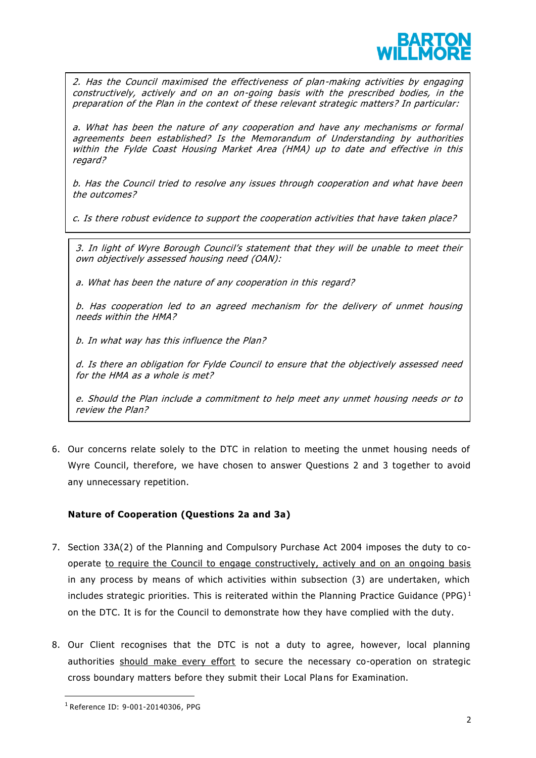*2. Has the Council maximised the effectiveness of plan-making activities by engaging constructively, actively and on an on-going basis with the prescribed bodies, in the preparation of the Plan in the context of these relevant strategic matters? In particular:*

*a. What has been the nature of any cooperation and have any mechanisms or formal agreements been established? Is the Memorandum of Understanding by authorities within the Fylde Coast Housing Market Area (HMA) up to date and effective in this regard?*

*b. Has the Council tried to resolve any issues through cooperation and what have been the outcomes?*

*c. Is there robust evidence to support the cooperation activities that have taken place?*

*3. In light of Wyre Borough Council's statement that they will be unable to meet their own objectively assessed housing need (OAN):*

*a. What has been the nature of any cooperation in this regard?*

*b. Has cooperation led to an agreed mechanism for the delivery of unmet housing needs within the HMA?*

*b. In what way has this influence the Plan?*

*d. Is there an obligation for Fylde Council to ensure that the objectively assessed need for the HMA as a whole is met?*

*e. Should the Plan include a commitment to help meet any unmet housing needs or to review the Plan?*

6. Our concerns relate solely to the DTC in relation to meeting the unmet housing needs of Wyre Council, therefore, we have chosen to answer Questions 2 and 3 together to avoid any unnecessary repetition.

**Nature of Cooperation (Questions 2a and 3a)**

7. Section 33A(2) of the Planning and Compulsory Purchase Act 2004 imposes the duty to co-operate to require the Council to engage constructively, actively and on an ongoing basis in any process by means of which activities within subsection (3) are undertaken, which includes strategic priorities. This is reiterated within the Planning Practice Guidance (PPG)[1] on the DTC. It is for the Council to demonstrate how they have complied with the duty.

8. Our Client recognises that the DTC is not a duty to agree, however, local planning authorities should make every effort to secure the necessary co-operation on strategic cross boundary matters before they submit their Local Plans for Examination.

[1] Reference ID: 9-001-20140306, PPG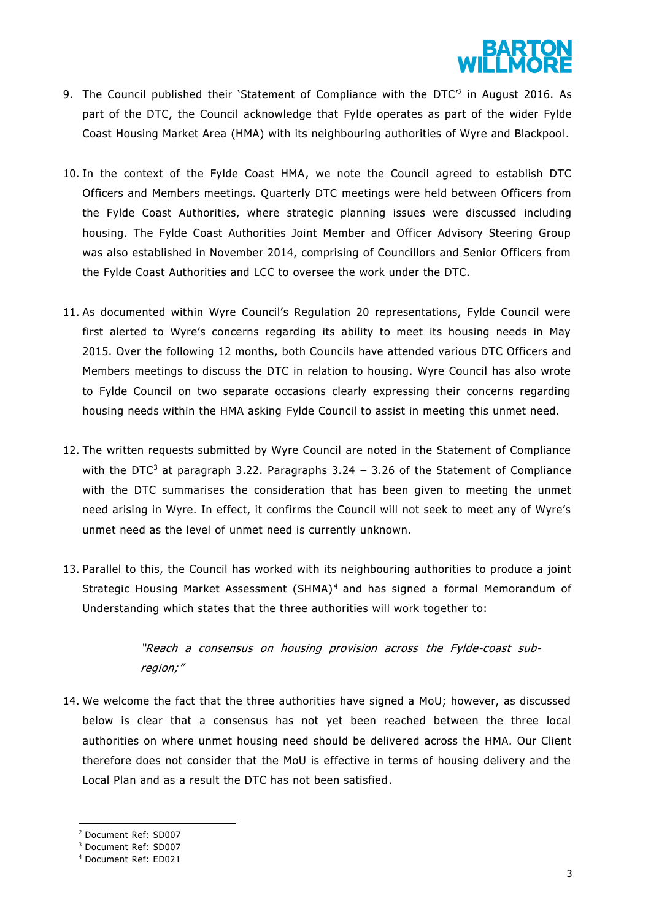9. The Council published their 'Statement of Compliance with the DTC'[2] in August 2016. As part of the DTC, the Council acknowledge that Fylde operates as part of the wider Fylde Coast Housing Market Area (HMA) with its neighbouring authorities of Wyre and Blackpool.

10. In the context of the Fylde Coast HMA, we note the Council agreed to establish DTC Officers and Members meetings. Quarterly DTC meetings were held between Officers from the Fylde Coast Authorities, where strategic planning issues were discussed including housing. The Fylde Coast Authorities Joint Member and Officer Advisory Steering Group was also established in November 2014, comprising of Councillors and Senior Officers from the Fylde Coast Authorities and LCC to oversee the work under the DTC.

11. As documented within Wyre Council's Regulation 20 representations, Fylde Council were first alerted to Wyre's concerns regarding its ability to meet its housing needs in May 2015. Over the following 12 months, both Councils have attended various DTC Officers and Members meetings to discuss the DTC in relation to housing. Wyre Council has also wrote to Fylde Council on two separate occasions clearly expressing their concerns regarding housing needs within the HMA asking Fylde Council to assist in meeting this unmet need.

12. The written requests submitted by Wyre Council are noted in the Statement of Compliance with the DTC[3] at paragraph 3.22. Paragraphs 3.24 – 3.26 of the Statement of Compliance with the DTC summarises the consideration that has been given to meeting the unmet need arising in Wyre. In effect, it confirms the Council will not seek to meet any of Wyre's unmet need as the level of unmet need is currently unknown.

13. Parallel to this, the Council has worked with its neighbouring authorities to produce a joint Strategic Housing Market Assessment (SHMA)[4] and has signed a formal Memorandum of Understanding which states that the three authorities will work together to:

> *"Reach a consensus on housing provision across the Fylde-coast sub-region;"*

14. We welcome the fact that the three authorities have signed a MoU; however, as discussed below is clear that a consensus has not yet been reached between the three local authorities on where unmet housing need should be delivered across the HMA. Our Client therefore does not consider that the MoU is effective in terms of housing delivery and the Local Plan and as a result the DTC has not been satisfied.

---

[2] Document Ref: SD007
[3] Document Ref: SD007
[4] Document Ref: ED021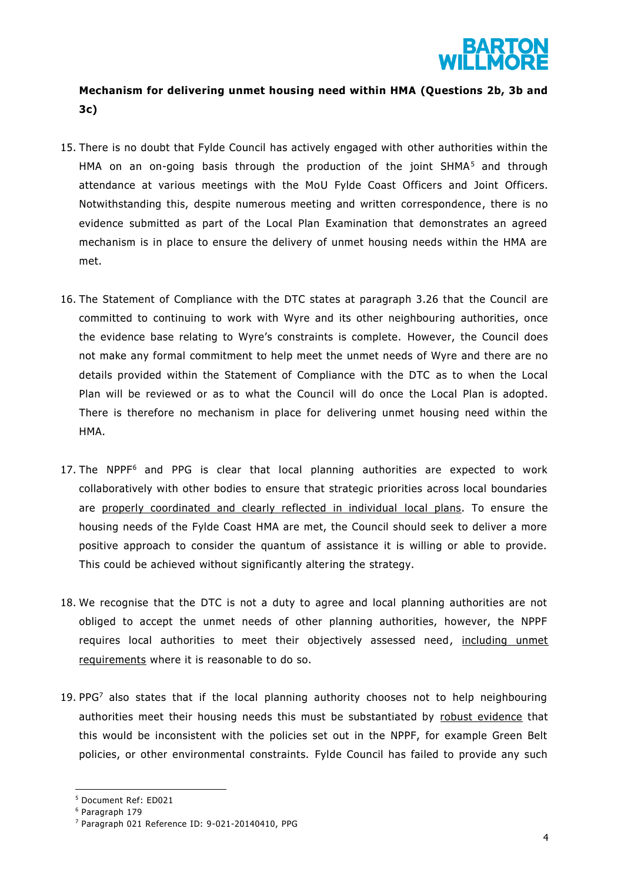**Mechanism for delivering unmet housing need within HMA (Questions 2b, 3b and 3c)**

15. There is no doubt that Fylde Council has actively engaged with other authorities within the HMA on an on-going basis through the production of the joint SHMA[5] and through attendance at various meetings with the MoU Fylde Coast Officers and Joint Officers. Notwithstanding this, despite numerous meeting and written correspondence, there is no evidence submitted as part of the Local Plan Examination that demonstrates an agreed mechanism is in place to ensure the delivery of unmet housing needs within the HMA are met.

16. The Statement of Compliance with the DTC states at paragraph 3.26 that the Council are committed to continuing to work with Wyre and its other neighbouring authorities, once the evidence base relating to Wyre's constraints is complete. However, the Council does not make any formal commitment to help meet the unmet needs of Wyre and there are no details provided within the Statement of Compliance with the DTC as to when the Local Plan will be reviewed or as to what the Council will do once the Local Plan is adopted. There is therefore no mechanism in place for delivering unmet housing need within the HMA.

17. The NPPF[6] and PPG is clear that local planning authorities are expected to work collaboratively with other bodies to ensure that strategic priorities across local boundaries are <u>properly coordinated and clearly reflected in individual local plans</u>. To ensure the housing needs of the Fylde Coast HMA are met, the Council should seek to deliver a more positive approach to consider the quantum of assistance it is willing or able to provide. This could be achieved without significantly altering the strategy.

18. We recognise that the DTC is not a duty to agree and local planning authorities are not obliged to accept the unmet needs of other planning authorities, however, the NPPF requires local authorities to meet their objectively assessed need, <u>including unmet requirements</u> where it is reasonable to do so.

19. PPG[7] also states that if the local planning authority chooses not to help neighbouring authorities meet their housing needs this must be substantiated by <u>robust evidence</u> that this would be inconsistent with the policies set out in the NPPF, for example Green Belt policies, or other environmental constraints. Fylde Council has failed to provide any such

[5] Document Ref: ED021

[6] Paragraph 179

[7] Paragraph 021 Reference ID: 9-021-20140410, PPG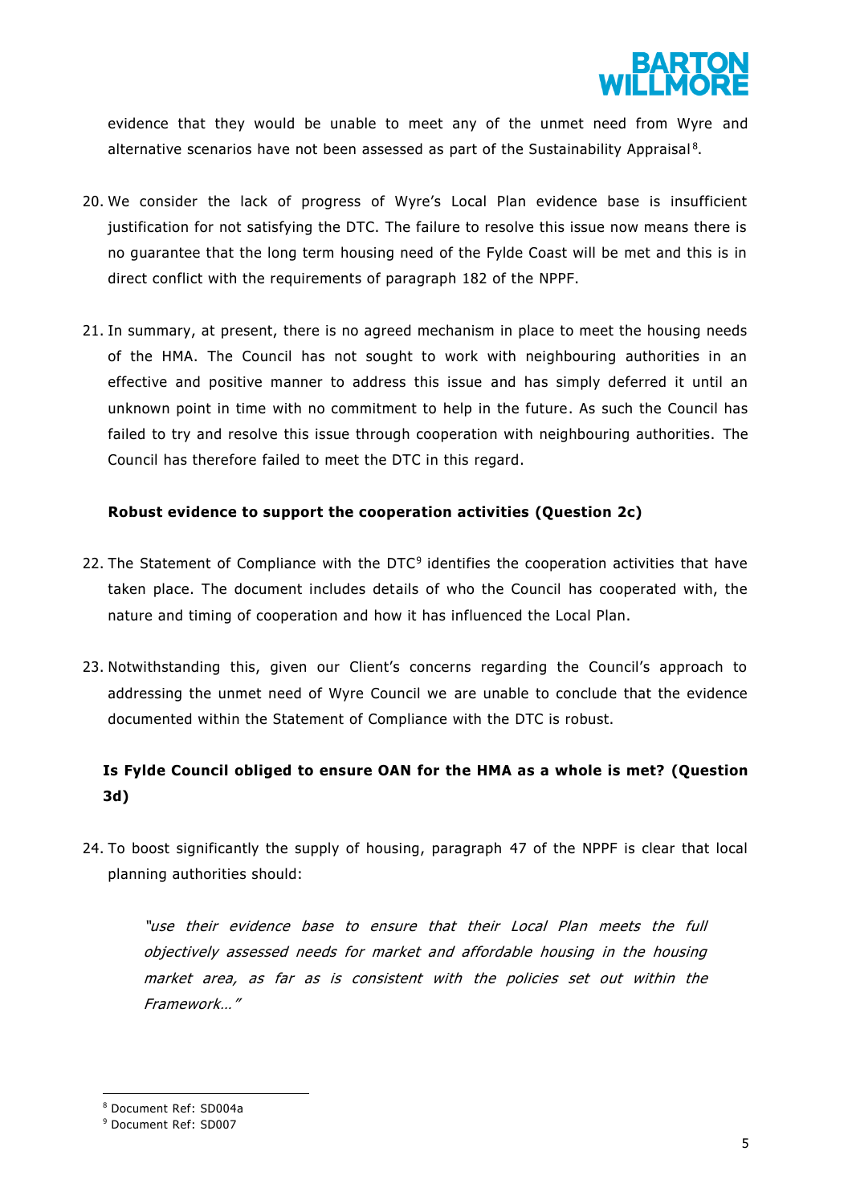evidence that they would be unable to meet any of the unmet need from Wyre and alternative scenarios have not been assessed as part of the Sustainability Appraisal[8].

20. We consider the lack of progress of Wyre's Local Plan evidence base is insufficient justification for not satisfying the DTC. The failure to resolve this issue now means there is no guarantee that the long term housing need of the Fylde Coast will be met and this is in direct conflict with the requirements of paragraph 182 of the NPPF.

21. In summary, at present, there is no agreed mechanism in place to meet the housing needs of the HMA. The Council has not sought to work with neighbouring authorities in an effective and positive manner to address this issue and has simply deferred it until an unknown point in time with no commitment to help in the future. As such the Council has failed to try and resolve this issue through cooperation with neighbouring authorities. The Council has therefore failed to meet the DTC in this regard.

**Robust evidence to support the cooperation activities (Question 2c)**

22. The Statement of Compliance with the DTC[9] identifies the cooperation activities that have taken place. The document includes details of who the Council has cooperated with, the nature and timing of cooperation and how it has influenced the Local Plan.

23. Notwithstanding this, given our Client's concerns regarding the Council's approach to addressing the unmet need of Wyre Council we are unable to conclude that the evidence documented within the Statement of Compliance with the DTC is robust.

**Is Fylde Council obliged to ensure OAN for the HMA as a whole is met? (Question 3d)**

24. To boost significantly the supply of housing, paragraph 47 of the NPPF is clear that local planning authorities should:

> *"use their evidence base to ensure that their Local Plan meets the full objectively assessed needs for market and affordable housing in the housing market area, as far as is consistent with the policies set out within the Framework…"*

[8] Document Ref: SD004a

[9] Document Ref: SD007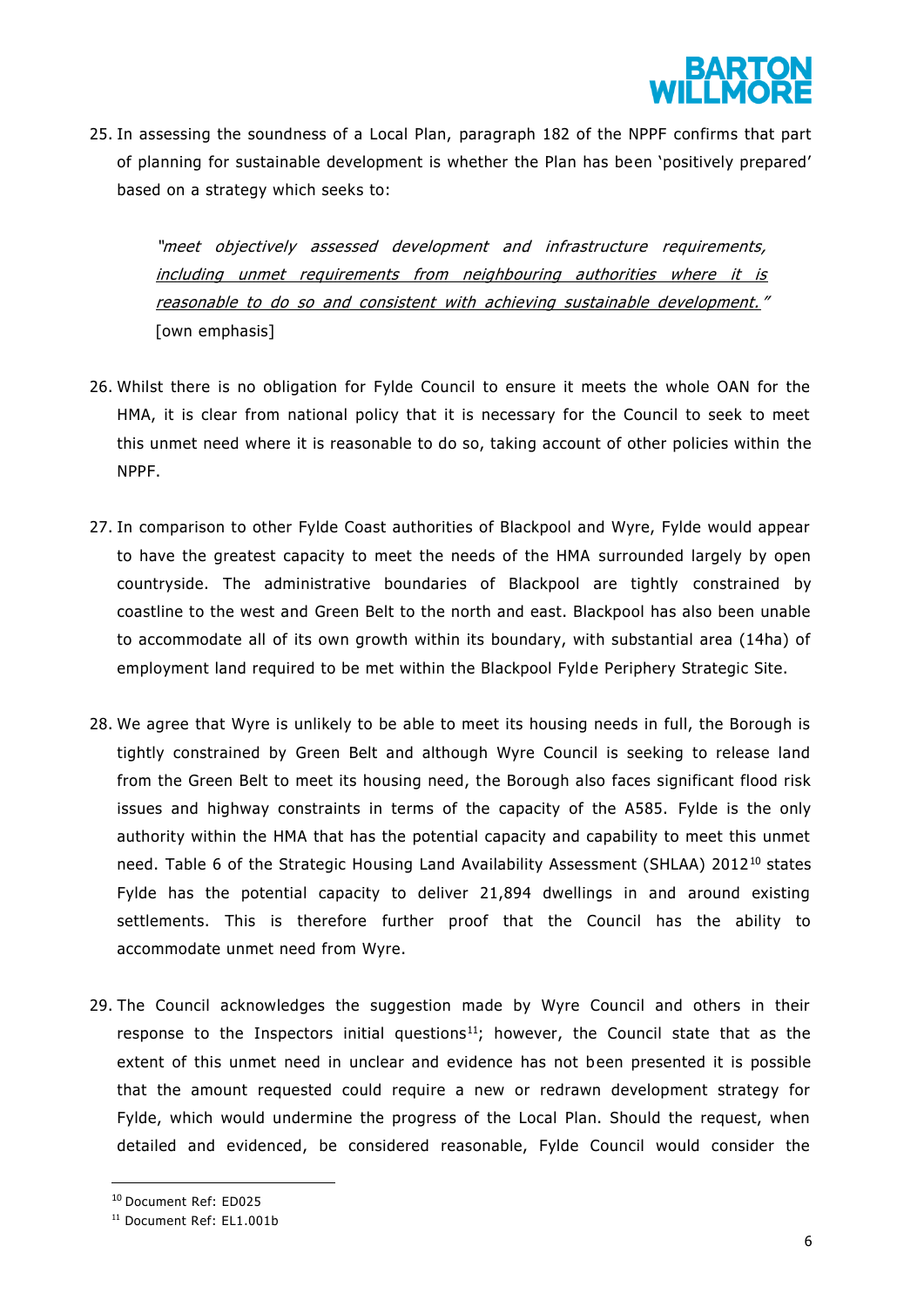25. In assessing the soundness of a Local Plan, paragraph 182 of the NPPF confirms that part of planning for sustainable development is whether the Plan has been 'positively prepared' based on a strategy which seeks to:

    *"meet objectively assessed development and infrastructure requirements, <u>including unmet requirements from neighbouring authorities where it is reasonable to do so and consistent with achieving sustainable development.</u>"* [own emphasis]

26. Whilst there is no obligation for Fylde Council to ensure it meets the whole OAN for the HMA, it is clear from national policy that it is necessary for the Council to seek to meet this unmet need where it is reasonable to do so, taking account of other policies within the NPPF.

27. In comparison to other Fylde Coast authorities of Blackpool and Wyre, Fylde would appear to have the greatest capacity to meet the needs of the HMA surrounded largely by open countryside. The administrative boundaries of Blackpool are tightly constrained by coastline to the west and Green Belt to the north and east. Blackpool has also been unable to accommodate all of its own growth within its boundary, with substantial area (14ha) of employment land required to be met within the Blackpool Fylde Periphery Strategic Site.

28. We agree that Wyre is unlikely to be able to meet its housing needs in full, the Borough is tightly constrained by Green Belt and although Wyre Council is seeking to release land from the Green Belt to meet its housing need, the Borough also faces significant flood risk issues and highway constraints in terms of the capacity of the A585. Fylde is the only authority within the HMA that has the potential capacity and capability to meet this unmet need. Table 6 of the Strategic Housing Land Availability Assessment (SHLAA) 2012[10] states Fylde has the potential capacity to deliver 21,894 dwellings in and around existing settlements. This is therefore further proof that the Council has the ability to accommodate unmet need from Wyre.

29. The Council acknowledges the suggestion made by Wyre Council and others in their response to the Inspectors initial questions[11]; however, the Council state that as the extent of this unmet need in unclear and evidence has not been presented it is possible that the amount requested could require a new or redrawn development strategy for Fylde, which would undermine the progress of the Local Plan. Should the request, when detailed and evidenced, be considered reasonable, Fylde Council would consider the

---

[10] Document Ref: ED025

[11] Document Ref: EL1.001b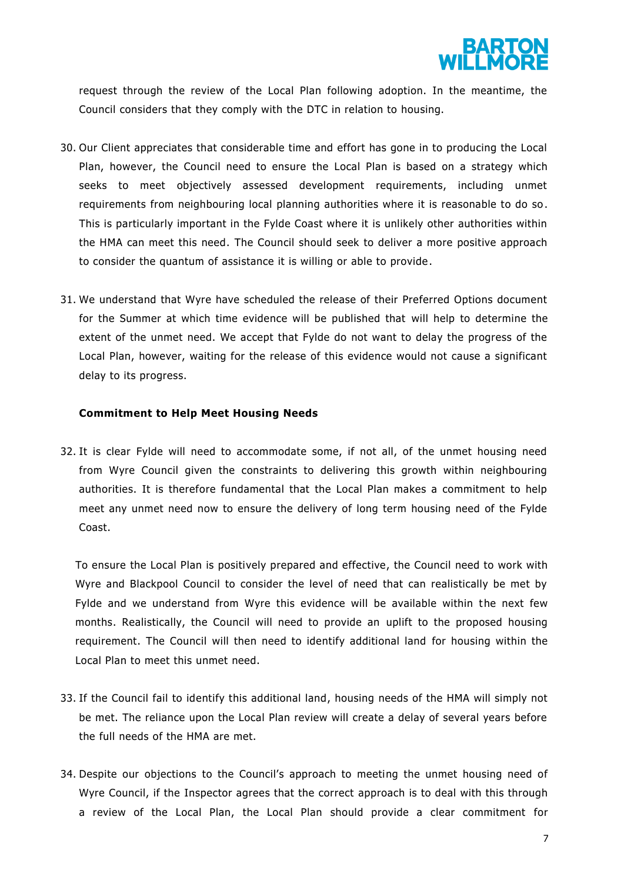request through the review of the Local Plan following adoption. In the meantime, the Council considers that they comply with the DTC in relation to housing.

30. Our Client appreciates that considerable time and effort has gone in to producing the Local Plan, however, the Council need to ensure the Local Plan is based on a strategy which seeks to meet objectively assessed development requirements, including unmet requirements from neighbouring local planning authorities where it is reasonable to do so. This is particularly important in the Fylde Coast where it is unlikely other authorities within the HMA can meet this need. The Council should seek to deliver a more positive approach to consider the quantum of assistance it is willing or able to provide.

31. We understand that Wyre have scheduled the release of their Preferred Options document for the Summer at which time evidence will be published that will help to determine the extent of the unmet need. We accept that Fylde do not want to delay the progress of the Local Plan, however, waiting for the release of this evidence would not cause a significant delay to its progress.

**Commitment to Help Meet Housing Needs**

32. It is clear Fylde will need to accommodate some, if not all, of the unmet housing need from Wyre Council given the constraints to delivering this growth within neighbouring authorities. It is therefore fundamental that the Local Plan makes a commitment to help meet any unmet need now to ensure the delivery of long term housing need of the Fylde Coast.

    To ensure the Local Plan is positively prepared and effective, the Council need to work with Wyre and Blackpool Council to consider the level of need that can realistically be met by Fylde and we understand from Wyre this evidence will be available within the next few months. Realistically, the Council will need to provide an uplift to the proposed housing requirement. The Council will then need to identify additional land for housing within the Local Plan to meet this unmet need.

33. If the Council fail to identify this additional land, housing needs of the HMA will simply not be met. The reliance upon the Local Plan review will create a delay of several years before the full needs of the HMA are met.

34. Despite our objections to the Council's approach to meeting the unmet housing need of Wyre Council, if the Inspector agrees that the correct approach is to deal with this through a review of the Local Plan, the Local Plan should provide a clear commitment for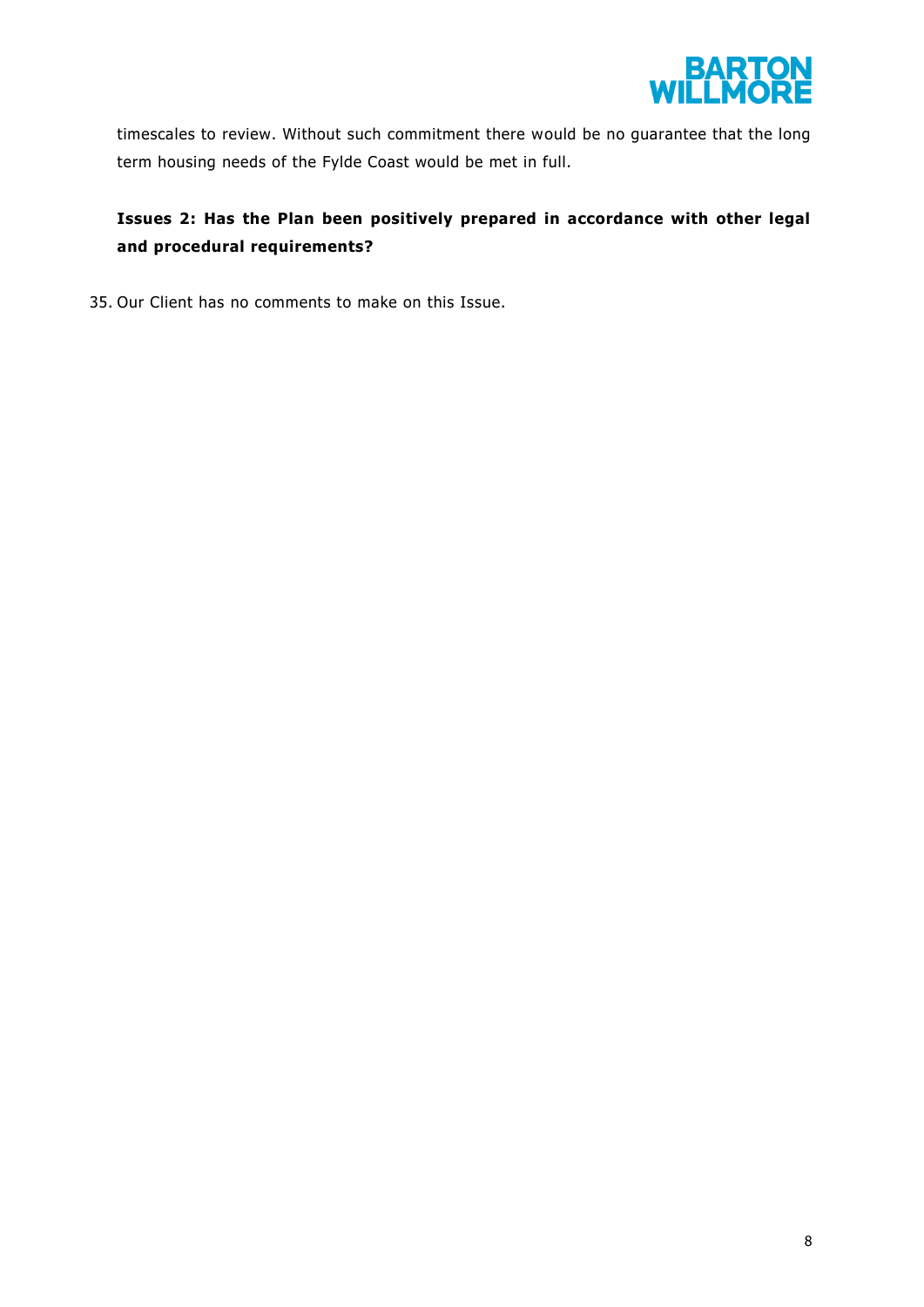timescales to review. Without such commitment there would be no guarantee that the long term housing needs of the Fylde Coast would be met in full.

**Issues 2: Has the Plan been positively prepared in accordance with other legal and procedural requirements?**

35. Our Client has no comments to make on this Issue.